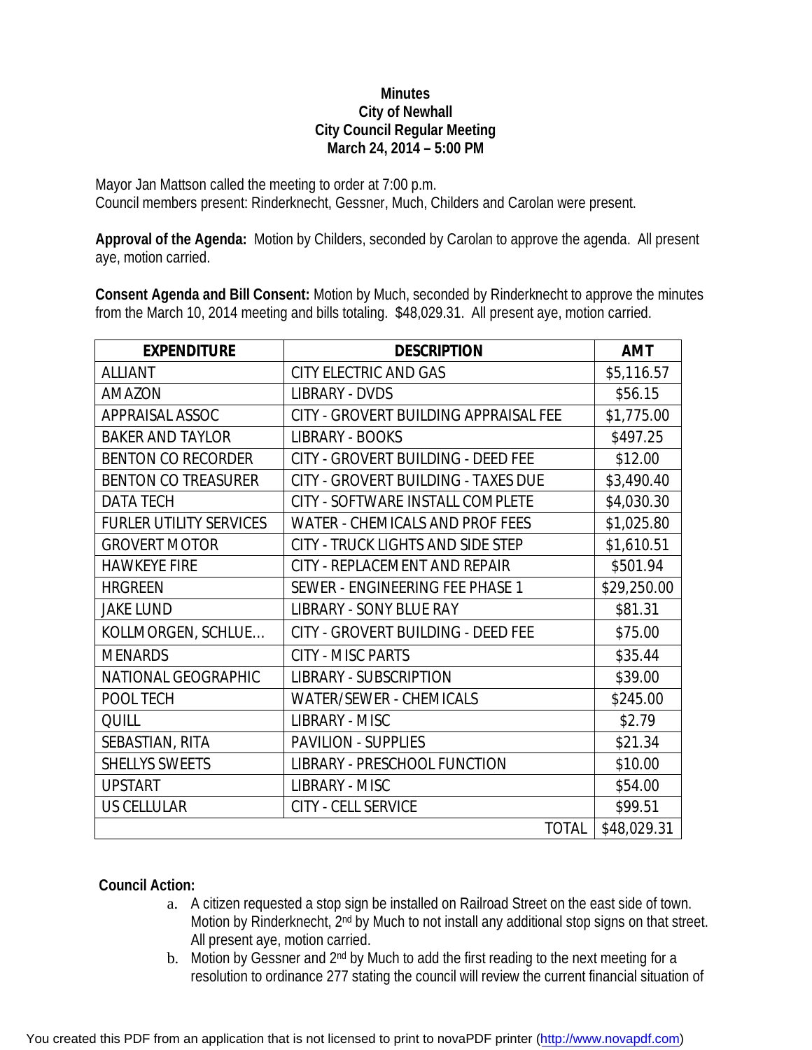**Minutes**
**City of Newhall**
**City Council Regular Meeting**
**March 24, 2014 – 5:00 PM**

Mayor Jan Mattson called the meeting to order at 7:00 p.m.
Council members present: Rinderknecht, Gessner, Much, Childers and Carolan were present.

**Approval of the Agenda:** Motion by Childers, seconded by Carolan to approve the agenda. All present aye, motion carried.

**Consent Agenda and Bill Consent:** Motion by Much, seconded by Rinderknecht to approve the minutes from the March 10, 2014 meeting and bills totaling. $48,029.31. All present aye, motion carried.

| EXPENDITURE | DESCRIPTION | AMT |
|---|---|---|
| ALLIANT | CITY ELECTRIC AND GAS | $5,116.57 |
| AMAZON | LIBRARY - DVDS | $56.15 |
| APPRAISAL ASSOC | CITY - GROVERT BUILDING APPRAISAL FEE | $1,775.00 |
| BAKER AND TAYLOR | LIBRARY - BOOKS | $497.25 |
| BENTON CO RECORDER | CITY - GROVERT BUILDING - DEED FEE | $12.00 |
| BENTON CO TREASURER | CITY - GROVERT BUILDING - TAXES DUE | $3,490.40 |
| DATA TECH | CITY - SOFTWARE INSTALL COMPLETE | $4,030.30 |
| FURLER UTILITY SERVICES | WATER - CHEMICALS AND PROF FEES | $1,025.80 |
| GROVERT MOTOR | CITY - TRUCK LIGHTS AND SIDE STEP | $1,610.51 |
| HAWKEYE FIRE | CITY - REPLACEMENT AND REPAIR | $501.94 |
| HRGREEN | SEWER - ENGINEERING FEE PHASE 1 | $29,250.00 |
| JAKE LUND | LIBRARY - SONY BLUE RAY | $81.31 |
| KOLLMORGEN, SCHLUE... | CITY - GROVERT BUILDING - DEED FEE | $75.00 |
| MENARDS | CITY - MISC PARTS | $35.44 |
| NATIONAL GEOGRAPHIC | LIBRARY - SUBSCRIPTION | $39.00 |
| POOL TECH | WATER/SEWER - CHEMICALS | $245.00 |
| QUILL | LIBRARY - MISC | $2.79 |
| SEBASTIAN, RITA | PAVILION - SUPPLIES | $21.34 |
| SHELLYS SWEETS | LIBRARY - PRESCHOOL FUNCTION | $10.00 |
| UPSTART | LIBRARY - MISC | $54.00 |
| US CELLULAR | CITY - CELL SERVICE | $99.51 |
| | TOTAL | $48,029.31 |

**Council Action:**

a. A citizen requested a stop sign be installed on Railroad Street on the east side of town. Motion by Rinderknecht, 2nd by Much to not install any additional stop signs on that street. All present aye, motion carried.
b. Motion by Gessner and 2nd by Much to add the first reading to the next meeting for a resolution to ordinance 277 stating the council will review the current financial situation of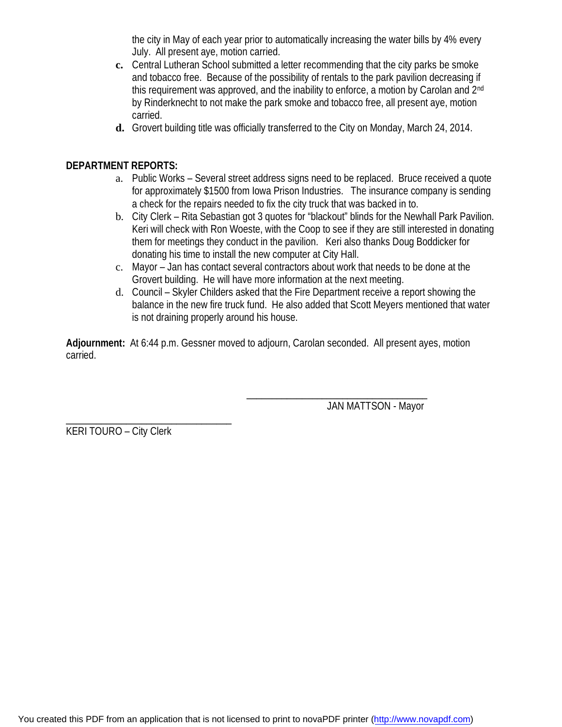the city in May of each year prior to automatically increasing the water bills by 4% every July. All present aye, motion carried.

c. Central Lutheran School submitted a letter recommending that the city parks be smoke and tobacco free. Because of the possibility of rentals to the park pavilion decreasing if this requirement was approved, and the inability to enforce, a motion by Carolan and 2nd by Rinderknecht to not make the park smoke and tobacco free, all present aye, motion carried.

d. Grovert building title was officially transferred to the City on Monday, March 24, 2014.

**DEPARTMENT REPORTS:**

a. Public Works – Several street address signs need to be replaced. Bruce received a quote for approximately $1500 from Iowa Prison Industries. The insurance company is sending a check for the repairs needed to fix the city truck that was backed in to.

b. City Clerk – Rita Sebastian got 3 quotes for "blackout" blinds for the Newhall Park Pavilion. Keri will check with Ron Woeste, with the Coop to see if they are still interested in donating them for meetings they conduct in the pavilion. Keri also thanks Doug Boddicker for donating his time to install the new computer at City Hall.

c. Mayor – Jan has contact several contractors about work that needs to be done at the Grovert building. He will have more information at the next meeting.

d. Council – Skyler Childers asked that the Fire Department receive a report showing the balance in the new fire truck fund. He also added that Scott Meyers mentioned that water is not draining properly around his house.

**Adjournment:** At 6:44 p.m. Gessner moved to adjourn, Carolan seconded. All present ayes, motion carried.

\_\_\_\_\_\_\_\_\_\_\_\_\_\_\_\_\_\_\_\_\_\_\_\_\_\_\_\_\_\_\_\_\_\_\_\_\_\_

JAN MATTSON - Mayor

\_\_\_\_\_\_\_\_\_\_\_\_\_\_\_\_\_\_\_\_\_\_\_\_\_\_\_\_\_\_\_\_\_\_\_\_\_\_

KERI TOURO – City Clerk